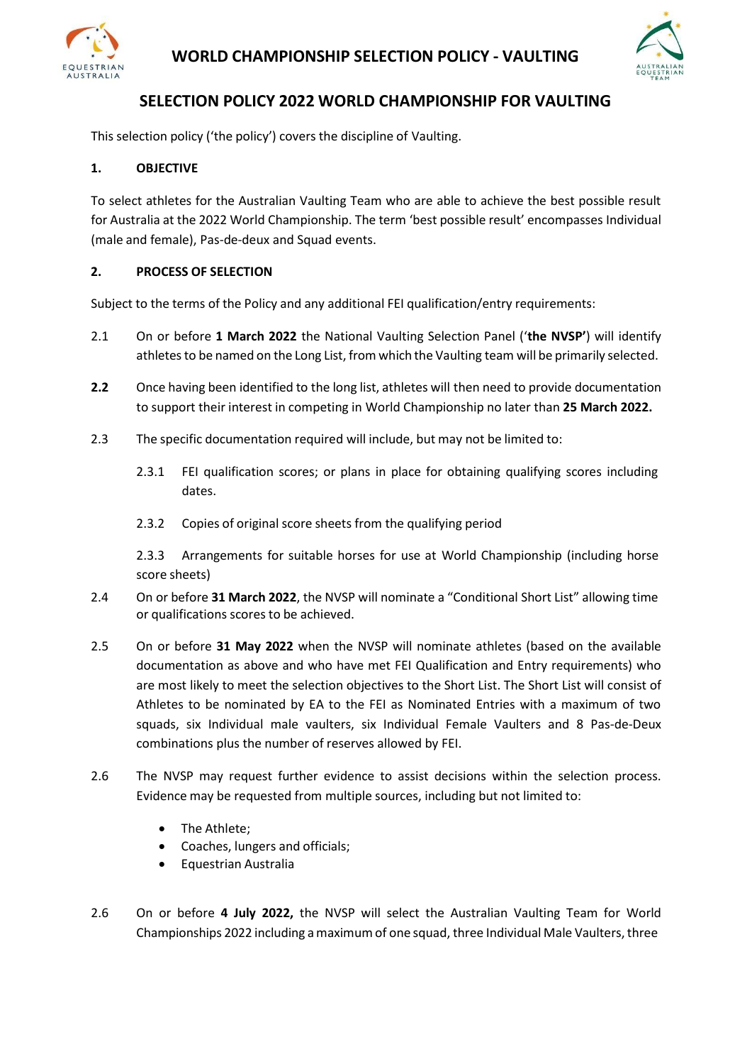# WORLD CHAMPIONSHIP SELECTION POLICY - VAULTING

## SELECTION POLICY 2022 WORLD CHAMPIONSHIP FOR VAULTING

This selection policy ('the policy') covers the discipline of Vaulting.

### 1. OBJECTIVE

To select athletes for the Australian Vaulting Team who are able to achieve the best possible result for Australia at the 2022 World Championship. The term 'best possible result' encompasses Individual (male and female), Pas-de-deux and Squad events.

### 2. PROCESS OF SELECTION

Subject to the terms of the Policy and any additional FEI qualification/entry requirements:

2.1 On or before **1 March 2022** the National Vaulting Selection Panel ('**the NVSP'**) will identify athletes to be named on the Long List, from which the Vaulting team will be primarily selected.

**2.2** Once having been identified to the long list, athletes will then need to provide documentation to support their interest in competing in World Championship no later than **25 March 2022.**

2.3 The specific documentation required will include, but may not be limited to:

2.3.1 FEI qualification scores; or plans in place for obtaining qualifying scores including dates.

2.3.2 Copies of original score sheets from the qualifying period

2.3.3 Arrangements for suitable horses for use at World Championship (including horse score sheets)

2.4 On or before **31 March 2022**, the NVSP will nominate a "Conditional Short List" allowing time or qualifications scores to be achieved.

2.5 On or before **31 May 2022** when the NVSP will nominate athletes (based on the available documentation as above and who have met FEI Qualification and Entry requirements) who are most likely to meet the selection objectives to the Short List. The Short List will consist of Athletes to be nominated by EA to the FEI as Nominated Entries with a maximum of two squads, six Individual male vaulters, six Individual Female Vaulters and 8 Pas-de-Deux combinations plus the number of reserves allowed by FEI.

2.6 The NVSP may request further evidence to assist decisions within the selection process. Evidence may be requested from multiple sources, including but not limited to:

- The Athlete;
- Coaches, lungers and officials;
- Equestrian Australia

2.6 On or before **4 July 2022,** the NVSP will select the Australian Vaulting Team for World Championships 2022 including a maximum of one squad, three Individual Male Vaulters, three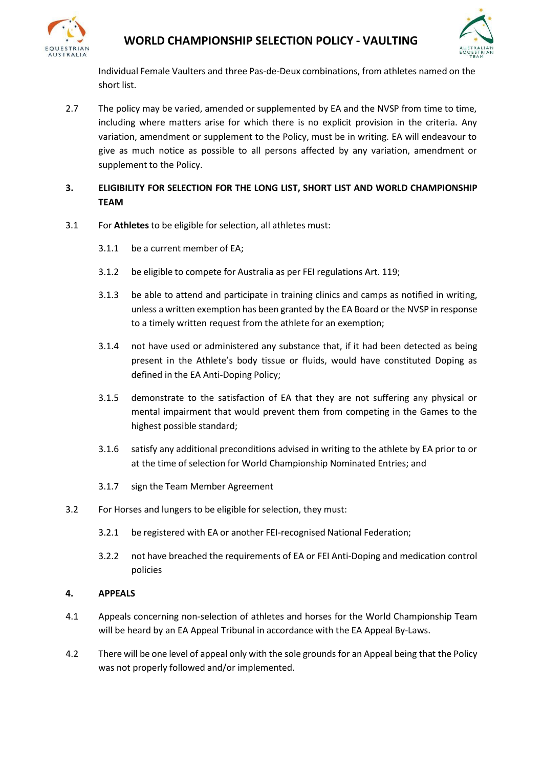Individual Female Vaulters and three Pas-de-Deux combinations, from athletes named on the short list.

2.7 The policy may be varied, amended or supplemented by EA and the NVSP from time to time, including where matters arise for which there is no explicit provision in the criteria. Any variation, amendment or supplement to the Policy, must be in writing. EA will endeavour to give as much notice as possible to all persons affected by any variation, amendment or supplement to the Policy.

## 3. ELIGIBILITY FOR SELECTION FOR THE LONG LIST, SHORT LIST AND WORLD CHAMPIONSHIP TEAM

3.1 For **Athletes** to be eligible for selection, all athletes must:

3.1.1 be a current member of EA;

3.1.2 be eligible to compete for Australia as per FEI regulations Art. 119;

3.1.3 be able to attend and participate in training clinics and camps as notified in writing, unless a written exemption has been granted by the EA Board or the NVSP in response to a timely written request from the athlete for an exemption;

3.1.4 not have used or administered any substance that, if it had been detected as being present in the Athlete's body tissue or fluids, would have constituted Doping as defined in the EA Anti-Doping Policy;

3.1.5 demonstrate to the satisfaction of EA that they are not suffering any physical or mental impairment that would prevent them from competing in the Games to the highest possible standard;

3.1.6 satisfy any additional preconditions advised in writing to the athlete by EA prior to or at the time of selection for World Championship Nominated Entries; and

3.1.7 sign the Team Member Agreement

3.2 For Horses and lungers to be eligible for selection, they must:

3.2.1 be registered with EA or another FEI-recognised National Federation;

3.2.2 not have breached the requirements of EA or FEI Anti-Doping and medication control policies

## 4. APPEALS

4.1 Appeals concerning non-selection of athletes and horses for the World Championship Team will be heard by an EA Appeal Tribunal in accordance with the EA Appeal By-Laws.

4.2 There will be one level of appeal only with the sole grounds for an Appeal being that the Policy was not properly followed and/or implemented.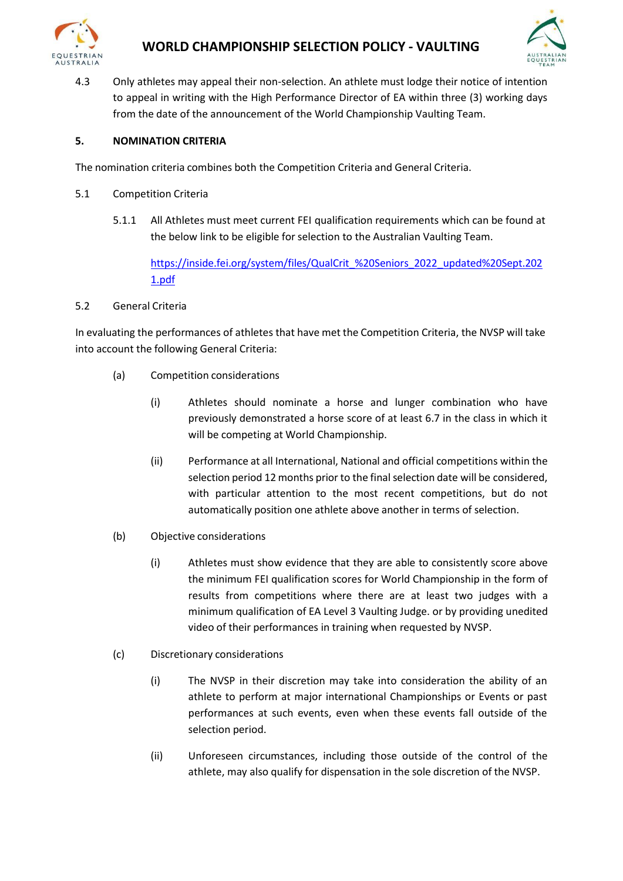4.3 Only athletes may appeal their non-selection. An athlete must lodge their notice of intention to appeal in writing with the High Performance Director of EA within three (3) working days from the date of the announcement of the World Championship Vaulting Team.

## 5. NOMINATION CRITERIA

The nomination criteria combines both the Competition Criteria and General Criteria.

5.1 Competition Criteria

5.1.1 All Athletes must meet current FEI qualification requirements which can be found at the below link to be eligible for selection to the Australian Vaulting Team.

[https://inside.fei.org/system/files/QualCrit_%20Seniors_2022_updated%20Sept.2021.pdf](https://inside.fei.org/system/files/QualCrit_%20Seniors_2022_updated%20Sept.2021.pdf)

5.2 General Criteria

In evaluating the performances of athletes that have met the Competition Criteria, the NVSP will take into account the following General Criteria:

(a) Competition considerations

(i) Athletes should nominate a horse and lunger combination who have previously demonstrated a horse score of at least 6.7 in the class in which it will be competing at World Championship.

(ii) Performance at all International, National and official competitions within the selection period 12 months prior to the final selection date will be considered, with particular attention to the most recent competitions, but do not automatically position one athlete above another in terms of selection.

(b) Objective considerations

(i) Athletes must show evidence that they are able to consistently score above the minimum FEI qualification scores for World Championship in the form of results from competitions where there are at least two judges with a minimum qualification of EA Level 3 Vaulting Judge. or by providing unedited video of their performances in training when requested by NVSP.

(c) Discretionary considerations

(i) The NVSP in their discretion may take into consideration the ability of an athlete to perform at major international Championships or Events or past performances at such events, even when these events fall outside of the selection period.

(ii) Unforeseen circumstances, including those outside of the control of the athlete, may also qualify for dispensation in the sole discretion of the NVSP.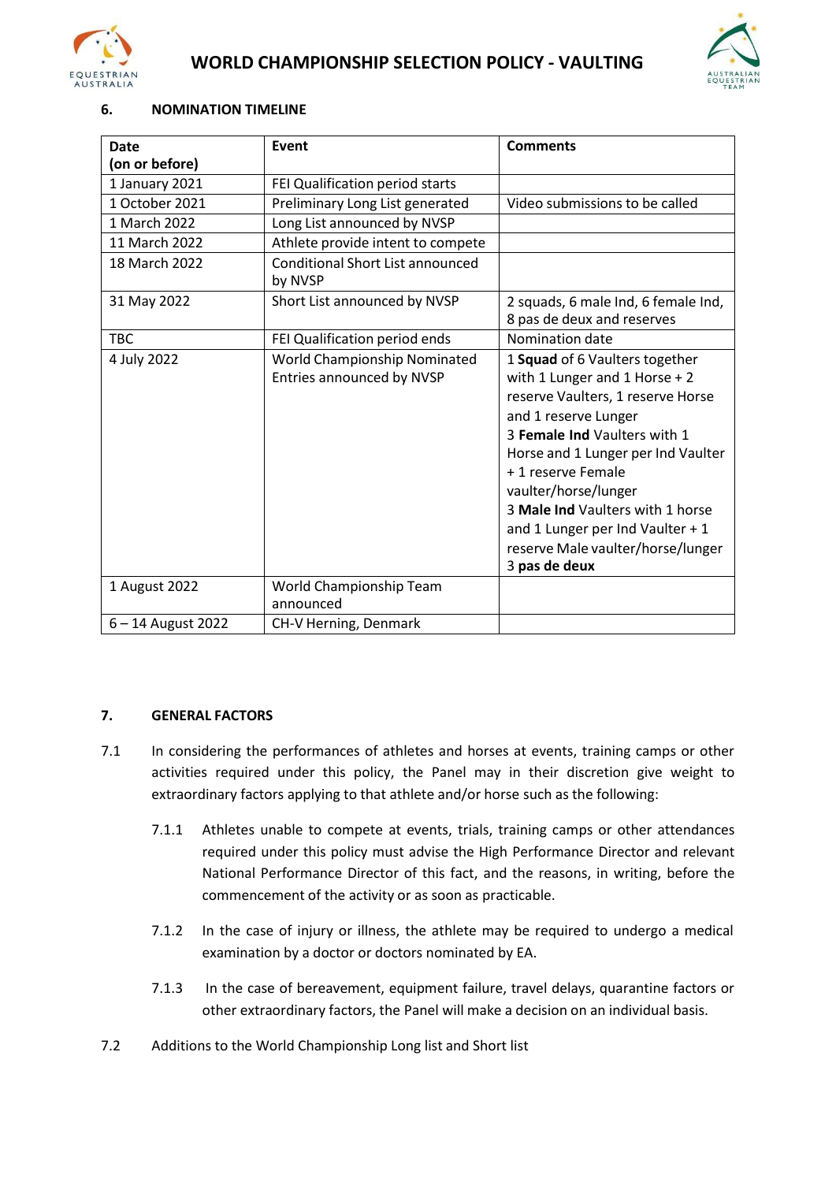### 6. NOMINATION TIMELINE

| Date (on or before) | Event | Comments |
|---|---|---|
| 1 January 2021 | FEI Qualification period starts | |
| 1 October 2021 | Preliminary Long List generated | Video submissions to be called |
| 1 March 2022 | Long List announced by NVSP | |
| 11 March 2022 | Athlete provide intent to compete | |
| 18 March 2022 | Conditional Short List announced by NVSP | |
| 31 May 2022 | Short List announced by NVSP | 2 squads, 6 male Ind, 6 female Ind, 8 pas de deux and reserves |
| TBC | FEI Qualification period ends | Nomination date |
| 4 July 2022 | World Championship Nominated Entries announced by NVSP | 1 **Squad** of 6 Vaulters together with 1 Lunger and 1 Horse + 2 reserve Vaulters, 1 reserve Horse and 1 reserve Lunger<br>3 **Female Ind** Vaulters with 1 Horse and 1 Lunger per Ind Vaulter + 1 reserve Female vaulter/horse/lunger<br>3 **Male Ind** Vaulters with 1 horse and 1 Lunger per Ind Vaulter + 1 reserve Male vaulter/horse/lunger<br>3 **pas de deux** |
| 1 August 2022 | World Championship Team announced | |
| 6 – 14 August 2022 | CH-V Herning, Denmark | |

### 7. GENERAL FACTORS

7.1 In considering the performances of athletes and horses at events, training camps or other activities required under this policy, the Panel may in their discretion give weight to extraordinary factors applying to that athlete and/or horse such as the following:

7.1.1 Athletes unable to compete at events, trials, training camps or other attendances required under this policy must advise the High Performance Director and relevant National Performance Director of this fact, and the reasons, in writing, before the commencement of the activity or as soon as practicable.

7.1.2 In the case of injury or illness, the athlete may be required to undergo a medical examination by a doctor or doctors nominated by EA.

7.1.3 In the case of bereavement, equipment failure, travel delays, quarantine factors or other extraordinary factors, the Panel will make a decision on an individual basis.

7.2 Additions to the World Championship Long list and Short list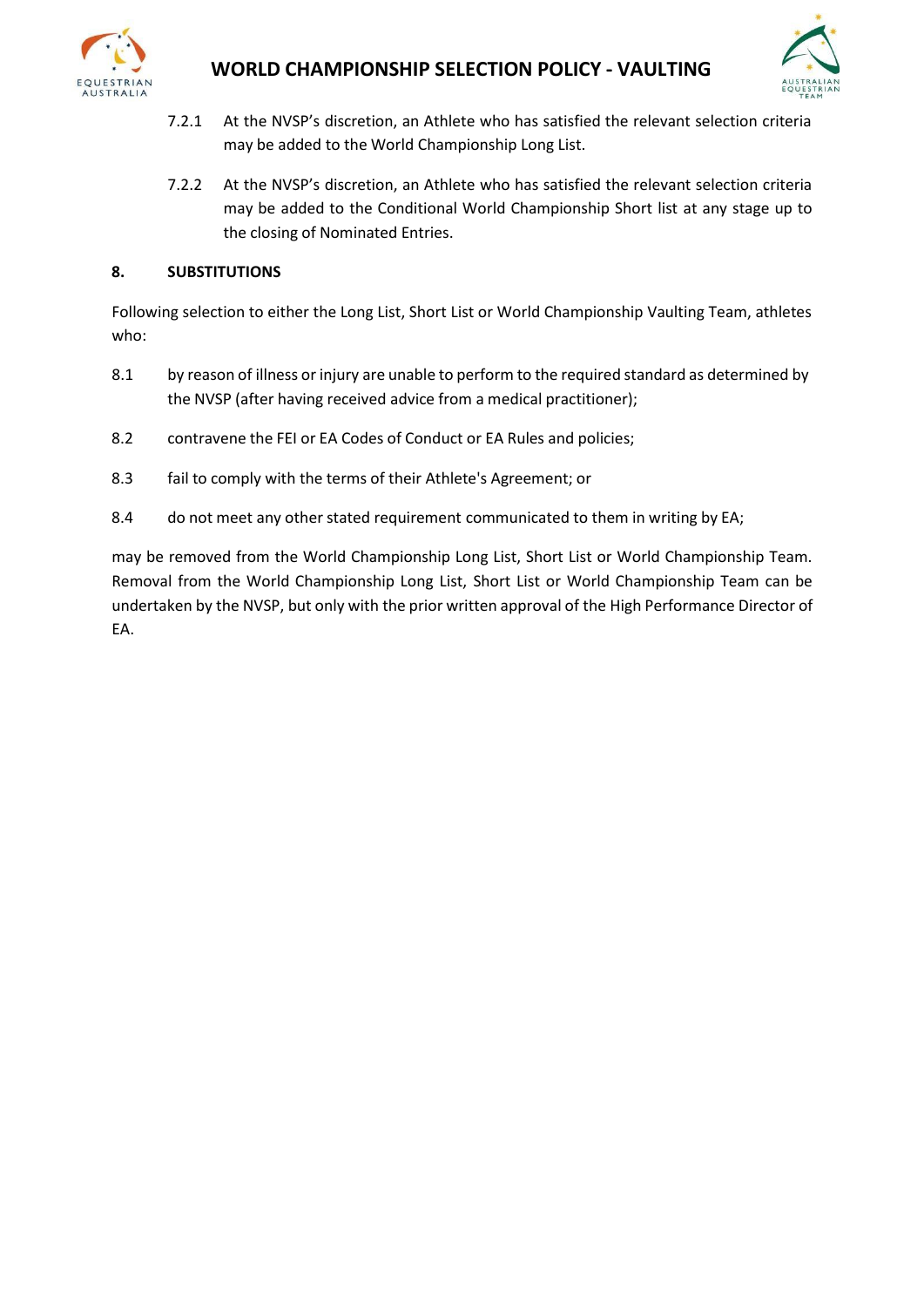7.2.1 At the NVSP's discretion, an Athlete who has satisfied the relevant selection criteria may be added to the World Championship Long List.

7.2.2 At the NVSP's discretion, an Athlete who has satisfied the relevant selection criteria may be added to the Conditional World Championship Short list at any stage up to the closing of Nominated Entries.

## 8. SUBSTITUTIONS

Following selection to either the Long List, Short List or World Championship Vaulting Team, athletes who:

8.1 by reason of illness or injury are unable to perform to the required standard as determined by the NVSP (after having received advice from a medical practitioner);

8.2 contravene the FEI or EA Codes of Conduct or EA Rules and policies;

8.3 fail to comply with the terms of their Athlete's Agreement; or

8.4 do not meet any other stated requirement communicated to them in writing by EA;

may be removed from the World Championship Long List, Short List or World Championship Team. Removal from the World Championship Long List, Short List or World Championship Team can be undertaken by the NVSP, but only with the prior written approval of the High Performance Director of EA.